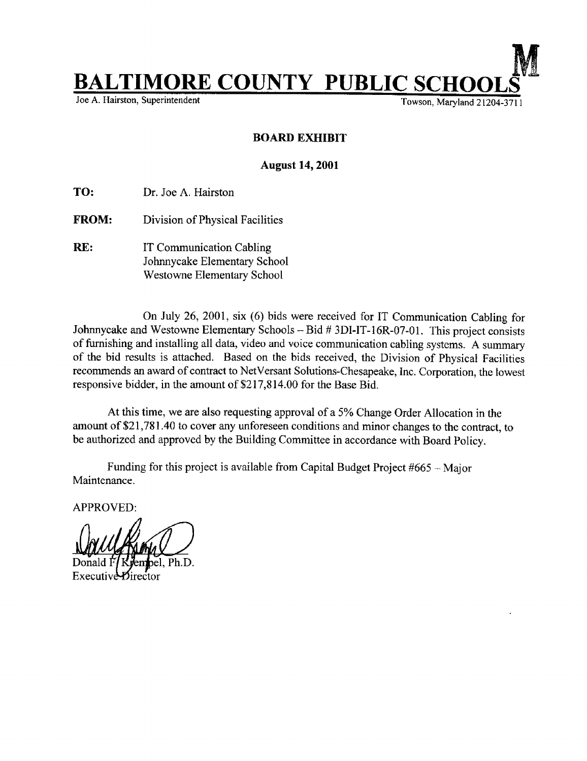# BALTIMORE COUNTY PUBLIC SCHOOLS

Joe A. Hairston, Superintendent

Towson, Maryland 21204-3711

**BOARD EXHIBIT**

**August 14, 2001**

**TO:** Dr. Joe A. Hairston

**FROM:** Division of Physical Facilities

**RE:** IT Communication Cabling
Johnnycake Elementary School
Westowne Elementary School

On July 26, 2001, six (6) bids were received for IT Communication Cabling for Johnnycake and Westowne Elementary Schools – Bid # 3DI-IT-16R-07-01. This project consists of furnishing and installing all data, video and voice communication cabling systems. A summary of the bid results is attached. Based on the bids received, the Division of Physical Facilities recommends an award of contract to NetVersant Solutions-Chesapeake, Inc. Corporation, the lowest responsive bidder, in the amount of $217,814.00 for the Base Bid.

At this time, we are also requesting approval of a 5% Change Order Allocation in the amount of $21,781.40 to cover any unforeseen conditions and minor changes to the contract, to be authorized and approved by the Building Committee in accordance with Board Policy.

Funding for this project is available from Capital Budget Project #665 – Major Maintenance.

APPROVED:

Donald F. Krempel, Ph.D.
Executive Director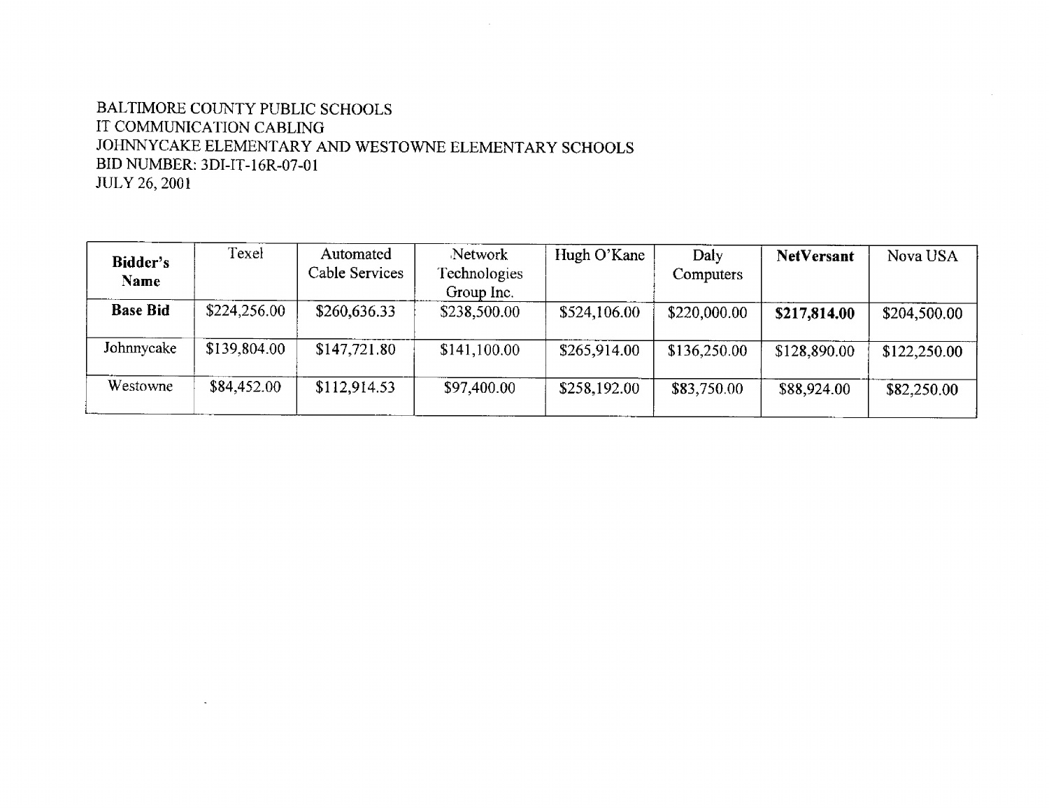BALTIMORE COUNTY PUBLIC SCHOOLS
IT COMMUNICATION CABLING
JOHNNYCAKE ELEMENTARY AND WESTOWNE ELEMENTARY SCHOOLS
BID NUMBER: 3DI-IT-16R-07-01
JULY 26, 2001

| **Bidder's Name** | Texel | Automated Cable Services | Network Technologies Group Inc. | Hugh O'Kane | Daly Computers | **NetVersant** | Nova USA |
|---|---|---|---|---|---|---|---|
| **Base Bid** | $224,256.00 | $260,636.33 | $238,500.00 | $524,106.00 | $220,000.00 | **$217,814.00** | $204,500.00 |
| Johnnycake | $139,804.00 | $147,721.80 | $141,100.00 | $265,914.00 | $136,250.00 | $128,890.00 | $122,250.00 |
| Westowne | $84,452.00 | $112,914.53 | $97,400.00 | $258,192.00 | $83,750.00 | $88,924.00 | $82,250.00 |